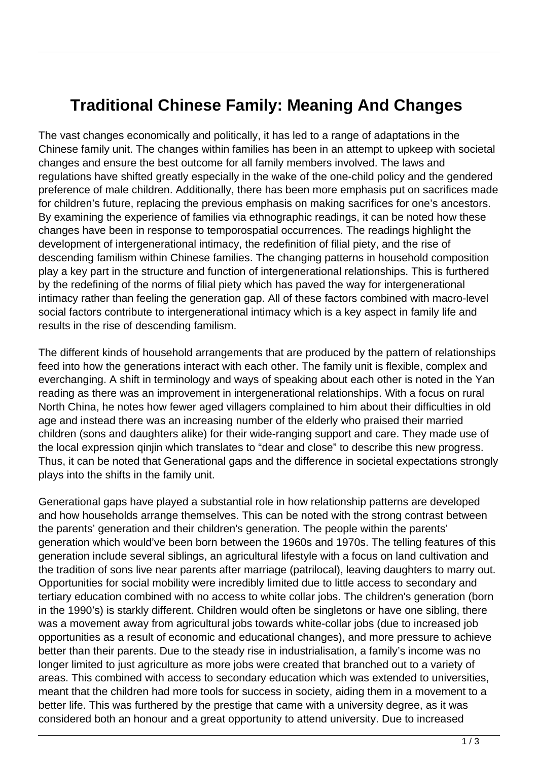# Traditional Chinese Family: Meaning And Changes

The vast changes economically and politically, it has led to a range of adaptations in the Chinese family unit. The changes within families has been in an attempt to upkeep with societal changes and ensure the best outcome for all family members involved. The laws and regulations have shifted greatly especially in the wake of the one-child policy and the gendered preference of male children. Additionally, there has been more emphasis put on sacrifices made for children's future, replacing the previous emphasis on making sacrifices for one's ancestors. By examining the experience of families via ethnographic readings, it can be noted how these changes have been in response to temporospatial occurrences. The readings highlight the development of intergenerational intimacy, the redefinition of filial piety, and the rise of descending familism within Chinese families. The changing patterns in household composition play a key part in the structure and function of intergenerational relationships. This is furthered by the redefining of the norms of filial piety which has paved the way for intergenerational intimacy rather than feeling the generation gap. All of these factors combined with macro-level social factors contribute to intergenerational intimacy which is a key aspect in family life and results in the rise of descending familism.

The different kinds of household arrangements that are produced by the pattern of relationships feed into how the generations interact with each other. The family unit is flexible, complex and everchanging. A shift in terminology and ways of speaking about each other is noted in the Yan reading as there was an improvement in intergenerational relationships. With a focus on rural North China, he notes how fewer aged villagers complained to him about their difficulties in old age and instead there was an increasing number of the elderly who praised their married children (sons and daughters alike) for their wide-ranging support and care. They made use of the local expression qinjin which translates to "dear and close" to describe this new progress. Thus, it can be noted that Generational gaps and the difference in societal expectations strongly plays into the shifts in the family unit.

Generational gaps have played a substantial role in how relationship patterns are developed and how households arrange themselves. This can be noted with the strong contrast between the parents' generation and their children's generation. The people within the parents' generation which would've been born between the 1960s and 1970s. The telling features of this generation include several siblings, an agricultural lifestyle with a focus on land cultivation and the tradition of sons live near parents after marriage (patrilocal), leaving daughters to marry out. Opportunities for social mobility were incredibly limited due to little access to secondary and tertiary education combined with no access to white collar jobs. The children's generation (born in the 1990's) is starkly different. Children would often be singletons or have one sibling, there was a movement away from agricultural jobs towards white-collar jobs (due to increased job opportunities as a result of economic and educational changes), and more pressure to achieve better than their parents. Due to the steady rise in industrialisation, a family's income was no longer limited to just agriculture as more jobs were created that branched out to a variety of areas. This combined with access to secondary education which was extended to universities, meant that the children had more tools for success in society, aiding them in a movement to a better life. This was furthered by the prestige that came with a university degree, as it was considered both an honour and a great opportunity to attend university. Due to increased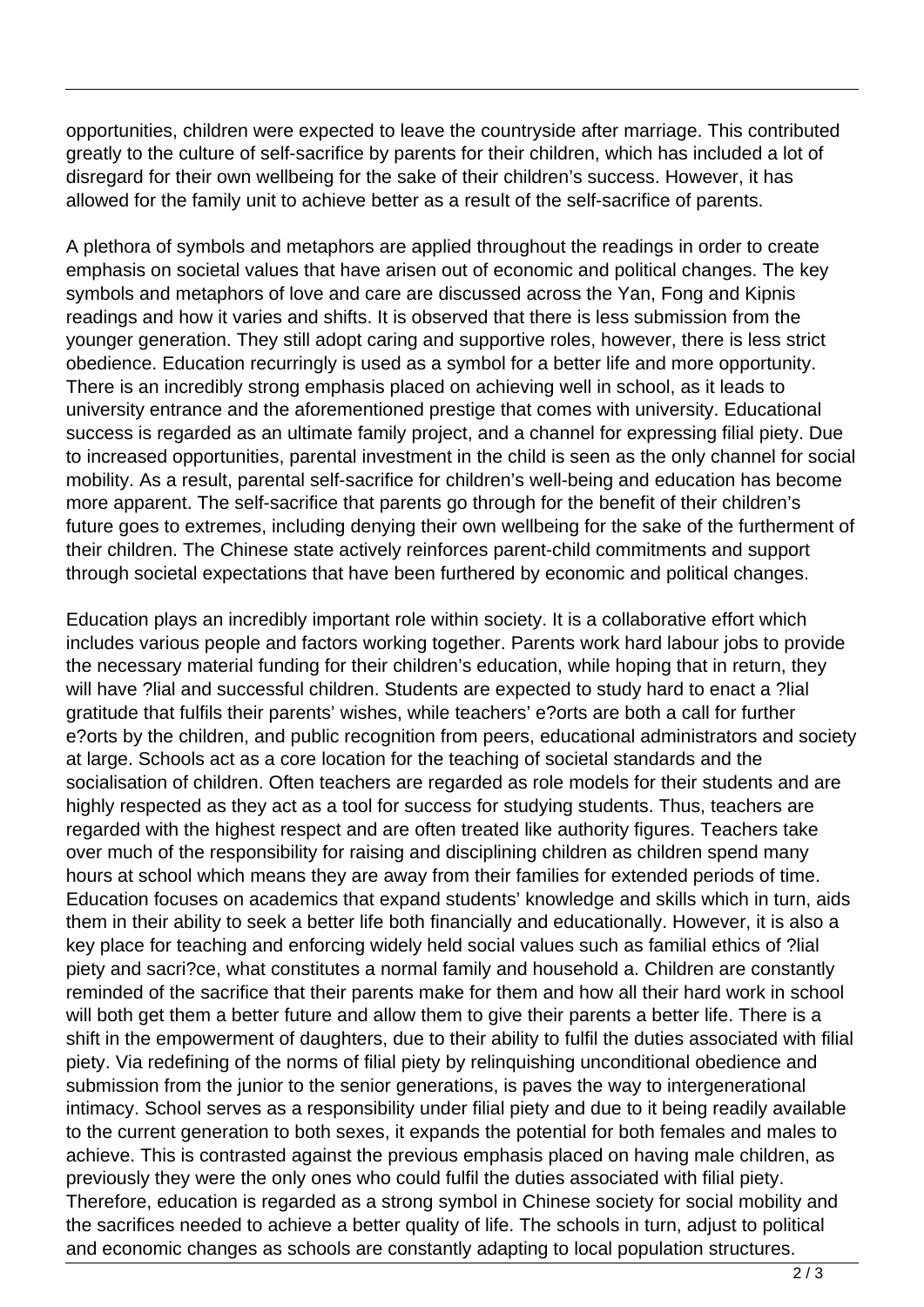opportunities, children were expected to leave the countryside after marriage. This contributed greatly to the culture of self-sacrifice by parents for their children, which has included a lot of disregard for their own wellbeing for the sake of their children's success. However, it has allowed for the family unit to achieve better as a result of the self-sacrifice of parents.

A plethora of symbols and metaphors are applied throughout the readings in order to create emphasis on societal values that have arisen out of economic and political changes. The key symbols and metaphors of love and care are discussed across the Yan, Fong and Kipnis readings and how it varies and shifts. It is observed that there is less submission from the younger generation. They still adopt caring and supportive roles, however, there is less strict obedience. Education recurringly is used as a symbol for a better life and more opportunity. There is an incredibly strong emphasis placed on achieving well in school, as it leads to university entrance and the aforementioned prestige that comes with university. Educational success is regarded as an ultimate family project, and a channel for expressing filial piety. Due to increased opportunities, parental investment in the child is seen as the only channel for social mobility. As a result, parental self-sacrifice for children's well-being and education has become more apparent. The self-sacrifice that parents go through for the benefit of their children's future goes to extremes, including denying their own wellbeing for the sake of the furtherment of their children. The Chinese state actively reinforces parent-child commitments and support through societal expectations that have been furthered by economic and political changes.

Education plays an incredibly important role within society. It is a collaborative effort which includes various people and factors working together. Parents work hard labour jobs to provide the necessary material funding for their children's education, while hoping that in return, they will have ?lial and successful children. Students are expected to study hard to enact a ?lial gratitude that fulfils their parents' wishes, while teachers' e?orts are both a call for further e?orts by the children, and public recognition from peers, educational administrators and society at large. Schools act as a core location for the teaching of societal standards and the socialisation of children. Often teachers are regarded as role models for their students and are highly respected as they act as a tool for success for studying students. Thus, teachers are regarded with the highest respect and are often treated like authority figures. Teachers take over much of the responsibility for raising and disciplining children as children spend many hours at school which means they are away from their families for extended periods of time. Education focuses on academics that expand students' knowledge and skills which in turn, aids them in their ability to seek a better life both financially and educationally. However, it is also a key place for teaching and enforcing widely held social values such as familial ethics of ?lial piety and sacri?ce, what constitutes a normal family and household a. Children are constantly reminded of the sacrifice that their parents make for them and how all their hard work in school will both get them a better future and allow them to give their parents a better life. There is a shift in the empowerment of daughters, due to their ability to fulfil the duties associated with filial piety. Via redefining of the norms of filial piety by relinquishing unconditional obedience and submission from the junior to the senior generations, is paves the way to intergenerational intimacy. School serves as a responsibility under filial piety and due to it being readily available to the current generation to both sexes, it expands the potential for both females and males to achieve. This is contrasted against the previous emphasis placed on having male children, as previously they were the only ones who could fulfil the duties associated with filial piety. Therefore, education is regarded as a strong symbol in Chinese society for social mobility and the sacrifices needed to achieve a better quality of life. The schools in turn, adjust to political and economic changes as schools are constantly adapting to local population structures.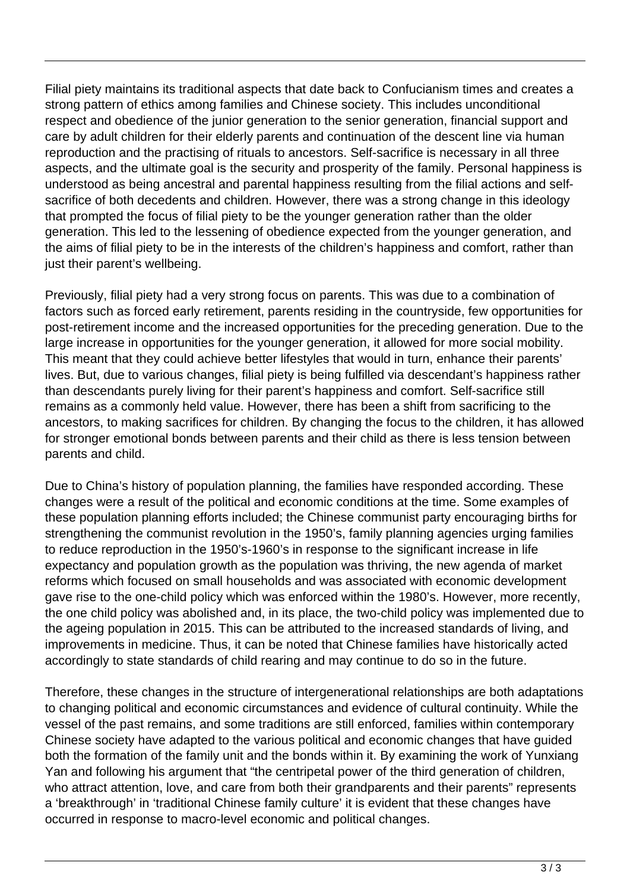Filial piety maintains its traditional aspects that date back to Confucianism times and creates a strong pattern of ethics among families and Chinese society. This includes unconditional respect and obedience of the junior generation to the senior generation, financial support and care by adult children for their elderly parents and continuation of the descent line via human reproduction and the practising of rituals to ancestors. Self-sacrifice is necessary in all three aspects, and the ultimate goal is the security and prosperity of the family. Personal happiness is understood as being ancestral and parental happiness resulting from the filial actions and self-sacrifice of both decedents and children. However, there was a strong change in this ideology that prompted the focus of filial piety to be the younger generation rather than the older generation. This led to the lessening of obedience expected from the younger generation, and the aims of filial piety to be in the interests of the children's happiness and comfort, rather than just their parent's wellbeing.

Previously, filial piety had a very strong focus on parents. This was due to a combination of factors such as forced early retirement, parents residing in the countryside, few opportunities for post-retirement income and the increased opportunities for the preceding generation. Due to the large increase in opportunities for the younger generation, it allowed for more social mobility. This meant that they could achieve better lifestyles that would in turn, enhance their parents' lives. But, due to various changes, filial piety is being fulfilled via descendant's happiness rather than descendants purely living for their parent's happiness and comfort. Self-sacrifice still remains as a commonly held value. However, there has been a shift from sacrificing to the ancestors, to making sacrifices for children. By changing the focus to the children, it has allowed for stronger emotional bonds between parents and their child as there is less tension between parents and child.

Due to China's history of population planning, the families have responded according. These changes were a result of the political and economic conditions at the time. Some examples of these population planning efforts included; the Chinese communist party encouraging births for strengthening the communist revolution in the 1950's, family planning agencies urging families to reduce reproduction in the 1950's-1960's in response to the significant increase in life expectancy and population growth as the population was thriving, the new agenda of market reforms which focused on small households and was associated with economic development gave rise to the one-child policy which was enforced within the 1980's. However, more recently, the one child policy was abolished and, in its place, the two-child policy was implemented due to the ageing population in 2015. This can be attributed to the increased standards of living, and improvements in medicine. Thus, it can be noted that Chinese families have historically acted accordingly to state standards of child rearing and may continue to do so in the future.

Therefore, these changes in the structure of intergenerational relationships are both adaptations to changing political and economic circumstances and evidence of cultural continuity. While the vessel of the past remains, and some traditions are still enforced, families within contemporary Chinese society have adapted to the various political and economic changes that have guided both the formation of the family unit and the bonds within it. By examining the work of Yunxiang Yan and following his argument that "the centripetal power of the third generation of children, who attract attention, love, and care from both their grandparents and their parents" represents a 'breakthrough' in 'traditional Chinese family culture' it is evident that these changes have occurred in response to macro-level economic and political changes.